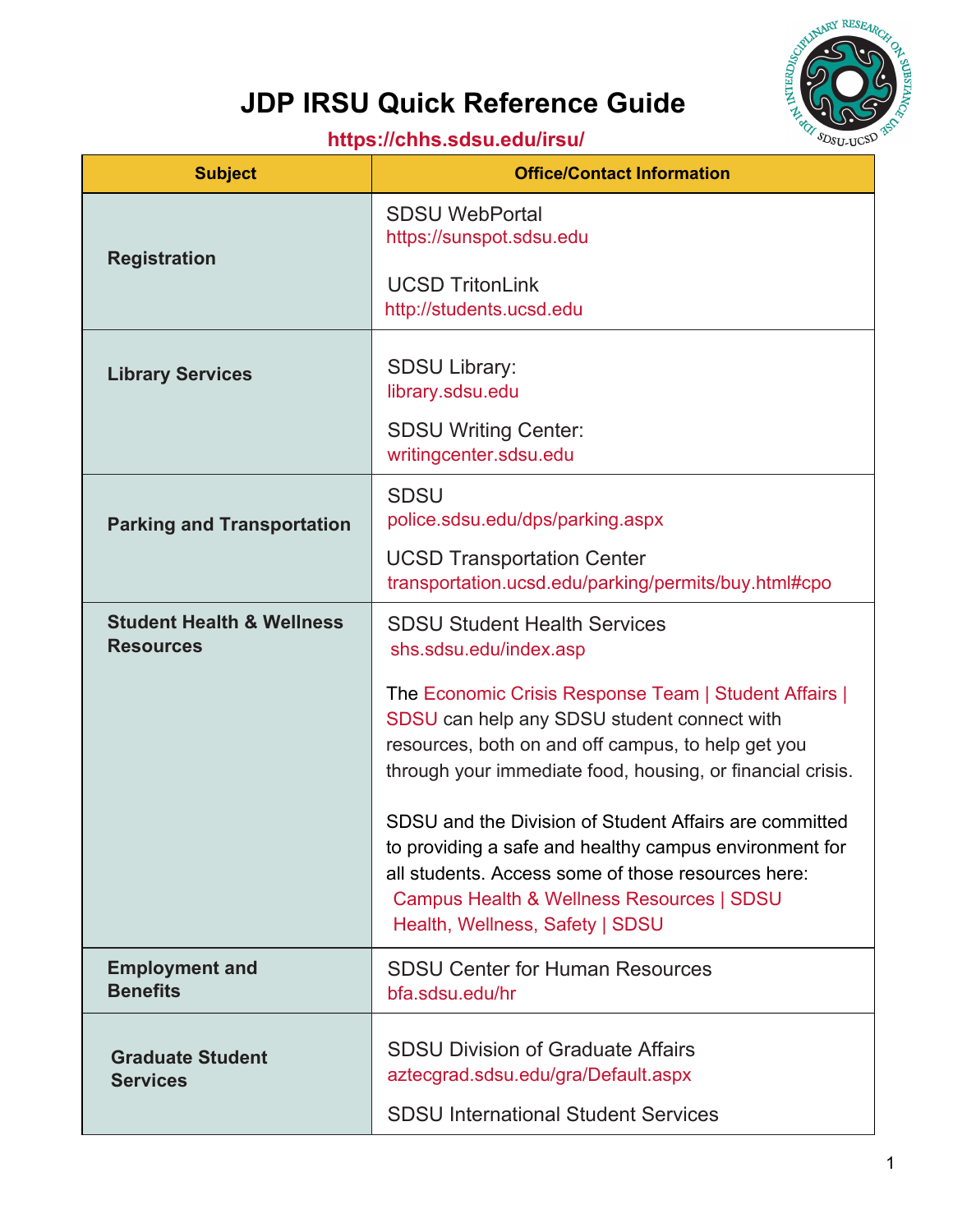# JDP IRSU Quick Reference Guide

https://chhs.sdsu.edu/irsu/

| Subject | Office/Contact Information |
| --- | --- |
| **Registration** | SDSU WebPortal<br>https://sunspot.sdsu.edu<br><br>UCSD TritonLink<br>http://students.ucsd.edu |
| **Library Services** | SDSU Library:<br>library.sdsu.edu<br><br>SDSU Writing Center:<br>writingcenter.sdsu.edu |
| **Parking and Transportation** | SDSU<br>police.sdsu.edu/dps/parking.aspx<br><br>UCSD Transportation Center<br>transportation.ucsd.edu/parking/permits/buy.html#cpo |
| **Student Health & Wellness Resources** | SDSU Student Health Services<br>shs.sdsu.edu/index.asp<br><br>The Economic Crisis Response Team \| Student Affairs \| SDSU can help any SDSU student connect with resources, both on and off campus, to help get you through your immediate food, housing, or financial crisis.<br><br>SDSU and the Division of Student Affairs are committed to providing a safe and healthy campus environment for all students. Access some of those resources here:<br>Campus Health & Wellness Resources \| SDSU<br>Health, Wellness, Safety \| SDSU |
| **Employment and Benefits** | SDSU Center for Human Resources<br>bfa.sdsu.edu/hr |
| **Graduate Student Services** | SDSU Division of Graduate Affairs<br>aztecgrad.sdsu.edu/gra/Default.aspx<br><br>SDSU International Student Services |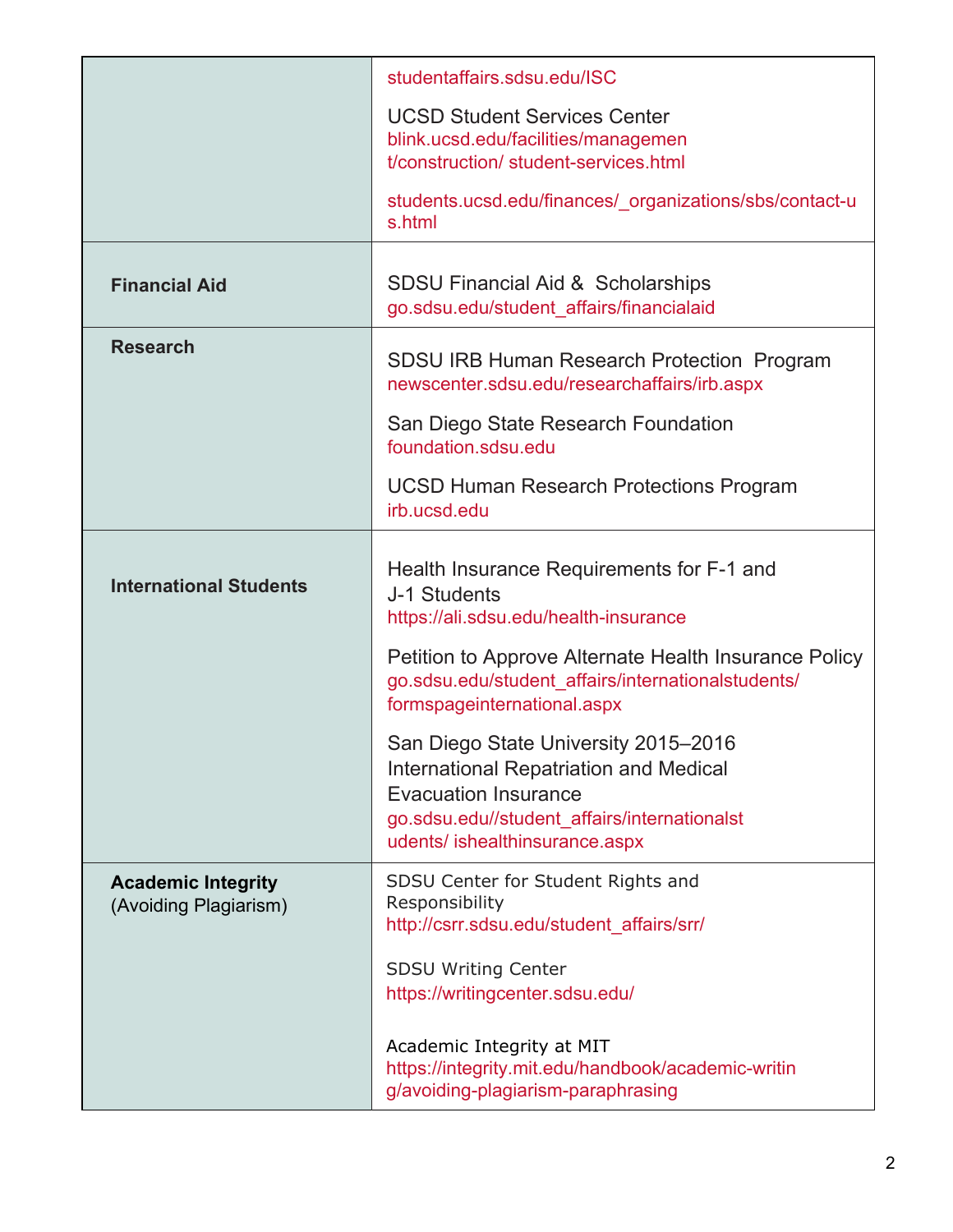| | |
|---|---|
| | studentaffairs.sdsu.edu/ISC<br><br>UCSD Student Services Center<br>blink.ucsd.edu/facilities/management/construction/ student-services.html<br><br>students.ucsd.edu/finances/_organizations/sbs/contact-us.html |
| **Financial Aid** | SDSU Financial Aid & Scholarships<br>go.sdsu.edu/student_affairs/financialaid |
| **Research** | SDSU IRB Human Research Protection Program<br>newscenter.sdsu.edu/researchaffairs/irb.aspx<br><br>San Diego State Research Foundation<br>foundation.sdsu.edu<br><br>UCSD Human Research Protections Program<br>irb.ucsd.edu |
| **International Students** | Health Insurance Requirements for F-1 and J-1 Students<br>https://ali.sdsu.edu/health-insurance<br><br>Petition to Approve Alternate Health Insurance Policy<br>go.sdsu.edu/student_affairs/internationalstudents/formspageinternational.aspx<br><br>San Diego State University 2015–2016 International Repatriation and Medical Evacuation Insurance<br>go.sdsu.edu//student_affairs/internationalstudents/ ishealthinsurance.aspx |
| **Academic Integrity** (Avoiding Plagiarism) | SDSU Center for Student Rights and Responsibility<br>http://csrr.sdsu.edu/student_affairs/srr/<br><br>SDSU Writing Center<br>https://writingcenter.sdsu.edu/<br><br>Academic Integrity at MIT<br>https://integrity.mit.edu/handbook/academic-writing/avoiding-plagiarism-paraphrasing |